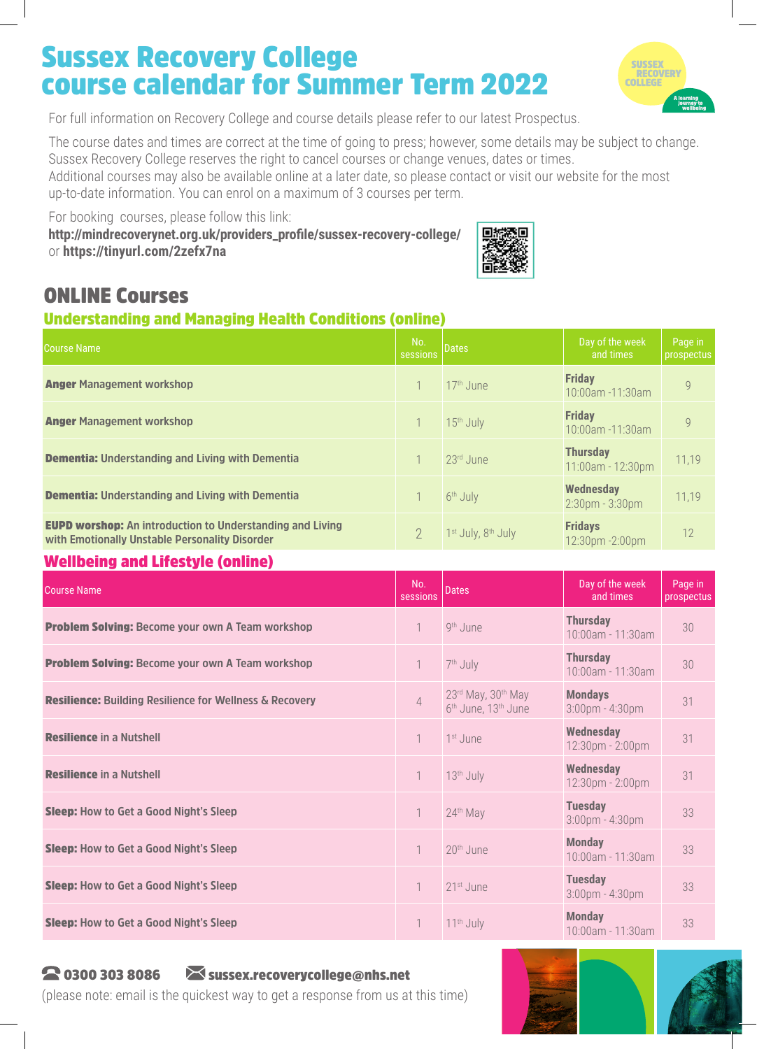# Sussex Recovery College course calendar for Summer Term 2022

For full information on Recovery College and course details please refer to our latest Prospectus.

The course dates and times are correct at the time of going to press; however, some details may be subject to change. Sussex Recovery College reserves the right to cancel courses or change venues, dates or times. Additional courses may also be available online at a later date, so please contact or visit our website for the most up-to-date information. You can enrol on a maximum of 3 courses per term.

For booking courses, please follow this link:
**http://mindrecoverynet.org.uk/providers_profile/sussex-recovery-college/**
or **https://tinyurl.com/2zefx7na**

## ONLINE Courses

### Understanding and Managing Health Conditions (online)

| Course Name | No. sessions | Dates | Day of the week and times | Page in prospectus |
|---|---|---|---|---|
| **Anger** Management workshop | 1 | 17th June | **Friday** 10:00am -11:30am | 9 |
| **Anger** Management workshop | 1 | 15th July | **Friday** 10:00am -11:30am | 9 |
| **Dementia:** Understanding and Living with Dementia | 1 | 23rd June | **Thursday** 11:00am - 12:30pm | 11,19 |
| **Dementia:** Understanding and Living with Dementia | 1 | 6th July | **Wednesday** 2:30pm - 3:30pm | 11,19 |
| **EUPD worshop:** An introduction to Understanding and Living with Emotionally Unstable Personality Disorder | 2 | 1st July, 8th July | **Fridays** 12:30pm -2:00pm | 12 |

### Wellbeing and Lifestyle (online)

| Course Name | No. sessions | Dates | Day of the week and times | Page in prospectus |
|---|---|---|---|---|
| **Problem Solving:** Become your own A Team workshop | 1 | 9th June | **Thursday** 10:00am - 11:30am | 30 |
| **Problem Solving:** Become your own A Team workshop | 1 | 7th July | **Thursday** 10:00am - 11:30am | 30 |
| **Resilience:** Building Resilience for Wellness & Recovery | 4 | 23rd May, 30th May 6th June, 13th June | **Mondays** 3:00pm - 4:30pm | 31 |
| **Resilience** in a Nutshell | 1 | 1st June | **Wednesday** 12:30pm - 2:00pm | 31 |
| **Resilience** in a Nutshell | 1 | 13th July | **Wednesday** 12:30pm - 2:00pm | 31 |
| **Sleep:** How to Get a Good Night's Sleep | 1 | 24th May | **Tuesday** 3:00pm - 4:30pm | 33 |
| **Sleep:** How to Get a Good Night's Sleep | 1 | 20th June | **Monday** 10:00am - 11:30am | 33 |
| **Sleep:** How to Get a Good Night's Sleep | 1 | 21st June | **Tuesday** 3:00pm - 4:30pm | 33 |
| **Sleep:** How to Get a Good Night's Sleep | 1 | 11th July | **Monday** 10:00am - 11:30am | 33 |

**0300 303 8086** **sussex.recoverycollege@nhs.net**

(please note: email is the quickest way to get a response from us at this time)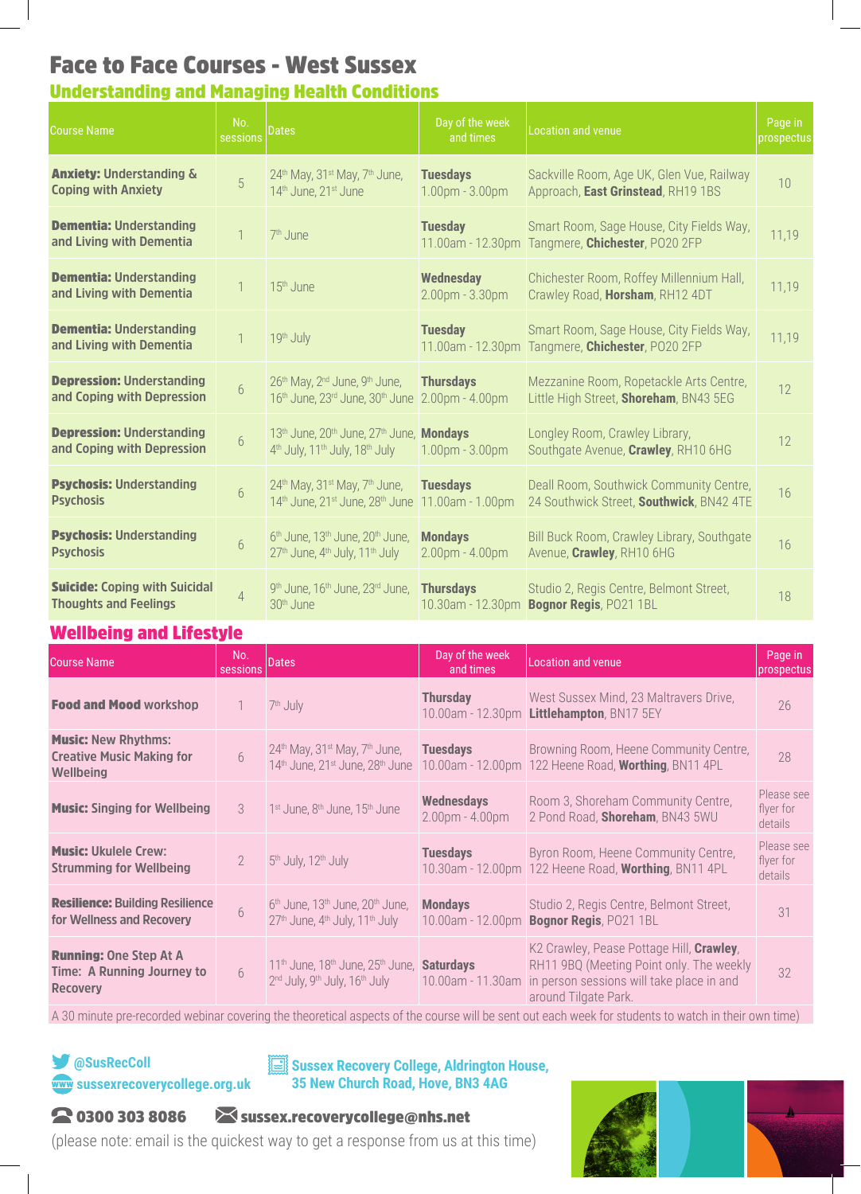# Face to Face Courses - West Sussex

## Understanding and Managing Health Conditions

| Course Name | No. sessions | Dates | Day of the week and times | Location and venue | Page in prospectus |
|---|---|---|---|---|---|
| **Anxiety:** Understanding & Coping with Anxiety | 5 | 24th May, 31st May, 7th June, 14th June, 21st June | **Tuesdays** 1.00pm - 3.00pm | Sackville Room, Age UK, Glen Vue, Railway Approach, **East Grinstead**, RH19 1BS | 10 |
| **Dementia:** Understanding and Living with Dementia | 1 | 7th June | **Tuesday** 11.00am - 12.30pm | Smart Room, Sage House, City Fields Way, Tangmere, **Chichester**, PO20 2FP | 11,19 |
| **Dementia:** Understanding and Living with Dementia | 1 | 15th June | **Wednesday** 2.00pm - 3.30pm | Chichester Room, Roffey Millennium Hall, Crawley Road, **Horsham**, RH12 4DT | 11,19 |
| **Dementia:** Understanding and Living with Dementia | 1 | 19th July | **Tuesday** 11.00am - 12.30pm | Smart Room, Sage House, City Fields Way, Tangmere, **Chichester**, PO20 2FP | 11,19 |
| **Depression:** Understanding and Coping with Depression | 6 | 26th May, 2nd June, 9th June, 16th June, 23rd June, 30th June | **Thursdays** 2.00pm - 4.00pm | Mezzanine Room, Ropetackle Arts Centre, Little High Street, **Shoreham**, BN43 5EG | 12 |
| **Depression:** Understanding and Coping with Depression | 6 | 13th June, 20th June, 27th June, 4th July, 11th July, 18th July | **Mondays** 1.00pm - 3.00pm | Longley Room, Crawley Library, Southgate Avenue, **Crawley**, RH10 6HG | 12 |
| **Psychosis:** Understanding Psychosis | 6 | 24th May, 31st May, 7th June, 14th June, 21st June, 28th June | **Tuesdays** 11.00am - 1.00pm | Deall Room, Southwick Community Centre, 24 Southwick Street, **Southwick**, BN42 4TE | 16 |
| **Psychosis:** Understanding Psychosis | 6 | 6th June, 13th June, 20th June, 27th June, 4th July, 11th July | **Mondays** 2.00pm - 4.00pm | Bill Buck Room, Crawley Library, Southgate Avenue, **Crawley**, RH10 6HG | 16 |
| **Suicide:** Coping with Suicidal Thoughts and Feelings | 4 | 9th June, 16th June, 23rd June, 30th June | **Thursdays** 10.30am - 12.30pm | Studio 2, Regis Centre, Belmont Street, **Bognor Regis**, PO21 1BL | 18 |

## Wellbeing and Lifestyle

| Course Name | No. sessions | Dates | Day of the week and times | Location and venue | Page in prospectus |
|---|---|---|---|---|---|
| **Food and Mood** workshop | 1 | 7th July | **Thursday** 10.00am - 12.30pm | West Sussex Mind, 23 Maltravers Drive, **Littlehampton**, BN17 5EY | 26 |
| **Music:** New Rhythms: Creative Music Making for Wellbeing | 6 | 24th May, 31st May, 7th June, 14th June, 21st June, 28th June | **Tuesdays** 10.00am - 12.00pm | Browning Room, Heene Community Centre, 122 Heene Road, **Worthing**, BN11 4PL | 28 |
| **Music:** Singing for Wellbeing | 3 | 1st June, 8th June, 15th June | **Wednesdays** 2.00pm - 4.00pm | Room 3, Shoreham Community Centre, 2 Pond Road, **Shoreham**, BN43 5WU | Please see flyer for details |
| **Music:** Ukulele Crew: Strumming for Wellbeing | 2 | 5th July, 12th July | **Tuesdays** 10.30am - 12.00pm | Byron Room, Heene Community Centre, 122 Heene Road, **Worthing**, BN11 4PL | Please see flyer for details |
| **Resilience:** Building Resilience for Wellness and Recovery | 6 | 6th June, 13th June, 20th June, 27th June, 4th July, 11th July | **Mondays** 10.00am - 12.00pm | Studio 2, Regis Centre, Belmont Street, **Bognor Regis**, PO21 1BL | 31 |
| **Running:** One Step At A Time: A Running Journey to Recovery | 6 | 11th June, 18th June, 25th June, 2nd July, 9th July, 16th July | **Saturdays** 10.00am - 11.30am | K2 Crawley, Pease Pottage Hill, **Crawley**, RH11 9BQ (Meeting Point only. The weekly in person sessions will take place in and around Tilgate Park. | 32 |

A 30 minute pre-recorded webinar covering the theoretical aspects of the course will be sent out each week for students to watch in their own time)

**@SusRecColl**
**sussexrecoverycollege.org.uk**

**Sussex Recovery College, Aldrington House, 35 New Church Road, Hove, BN3 4AG**

**0300 303 8086** **sussex.recoverycollege@nhs.net**

(please note: email is the quickest way to get a response from us at this time)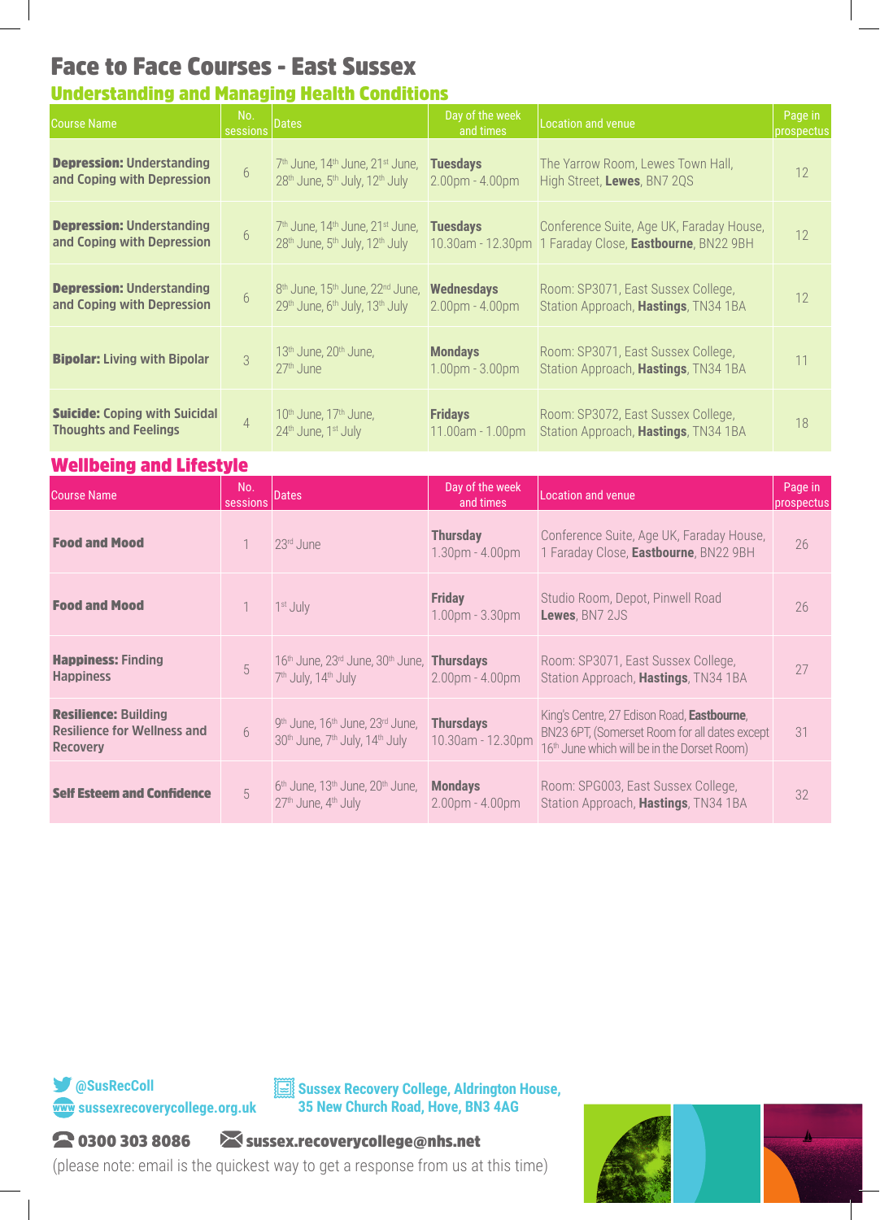# Face to Face Courses - East Sussex

## Understanding and Managing Health Conditions

| Course Name | No. sessions | Dates | Day of the week and times | Location and venue | Page in prospectus |
|---|---|---|---|---|---|
| **Depression:** Understanding and Coping with Depression | 6 | 7th June, 14th June, 21st June, 28th June, 5th July, 12th July | **Tuesdays** 2.00pm - 4.00pm | The Yarrow Room, Lewes Town Hall, High Street, **Lewes**, BN7 2QS | 12 |
| **Depression:** Understanding and Coping with Depression | 6 | 7th June, 14th June, 21st June, 28th June, 5th July, 12th July | **Tuesdays** 10.30am - 12.30pm | Conference Suite, Age UK, Faraday House, 1 Faraday Close, **Eastbourne**, BN22 9BH | 12 |
| **Depression:** Understanding and Coping with Depression | 6 | 8th June, 15th June, 22nd June, 29th June, 6th July, 13th July | **Wednesdays** 2.00pm - 4.00pm | Room: SP3071, East Sussex College, Station Approach, **Hastings**, TN34 1BA | 12 |
| **Bipolar:** Living with Bipolar | 3 | 13th June, 20th June, 27th June | **Mondays** 1.00pm - 3.00pm | Room: SP3071, East Sussex College, Station Approach, **Hastings**, TN34 1BA | 11 |
| **Suicide:** Coping with Suicidal Thoughts and Feelings | 4 | 10th June, 17th June, 24th June, 1st July | **Fridays** 11.00am - 1.00pm | Room: SP3072, East Sussex College, Station Approach, **Hastings**, TN34 1BA | 18 |

## Wellbeing and Lifestyle

| Course Name | No. sessions | Dates | Day of the week and times | Location and venue | Page in prospectus |
|---|---|---|---|---|---|
| **Food and Mood** | 1 | 23rd June | **Thursday** 1.30pm - 4.00pm | Conference Suite, Age UK, Faraday House, 1 Faraday Close, **Eastbourne**, BN22 9BH | 26 |
| **Food and Mood** | 1 | 1st July | **Friday** 1.00pm - 3.30pm | Studio Room, Depot, Pinwell Road **Lewes**, BN7 2JS | 26 |
| **Happiness:** Finding Happiness | 5 | 16th June, 23rd June, 30th June, 7th July, 14th July | **Thursdays** 2.00pm - 4.00pm | Room: SP3071, East Sussex College, Station Approach, **Hastings**, TN34 1BA | 27 |
| **Resilience:** Building Resilience for Wellness and Recovery | 6 | 9th June, 16th June, 23rd June, 30th June, 7th July, 14th July | **Thursdays** 10.30am - 12.30pm | King's Centre, 27 Edison Road, **Eastbourne**, BN23 6PT, (Somerset Room for all dates except 16th June which will be in the Dorset Room) | 31 |
| **Self Esteem and Confidence** | 5 | 6th June, 13th June, 20th June, 27th June, 4th July | **Mondays** 2.00pm - 4.00pm | Room: SPG003, East Sussex College, Station Approach, **Hastings**, TN34 1BA | 32 |

**@SusRecColl**
**sussexrecoverycollege.org.uk**

**Sussex Recovery College, Aldrington House, 35 New Church Road, Hove, BN3 4AG**

**0300 303 8086** **sussex.recoverycollege@nhs.net**

(please note: email is the quickest way to get a response from us at this time)